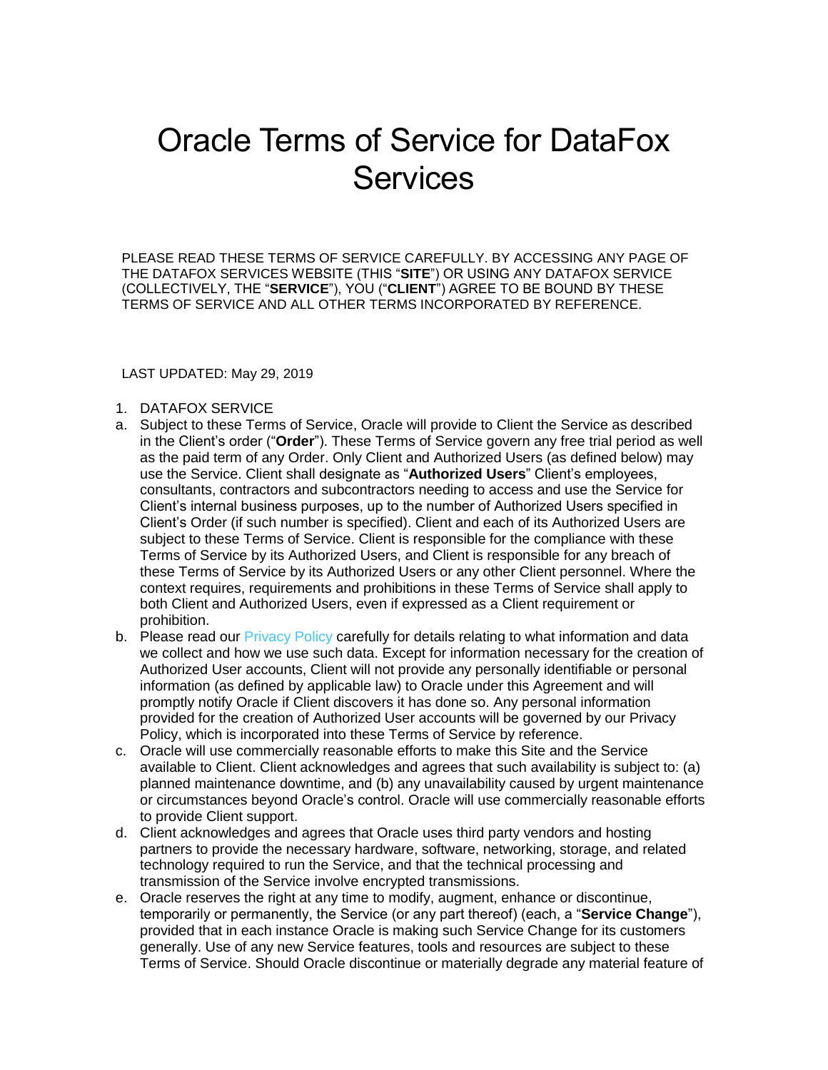# Oracle Terms of Service for DataFox Services

PLEASE READ THESE TERMS OF SERVICE CAREFULLY. BY ACCESSING ANY PAGE OF THE DATAFOX SERVICES WEBSITE (THIS "**SITE**") OR USING ANY DATAFOX SERVICE (COLLECTIVELY, THE "**SERVICE**"), YOU ("**CLIENT**") AGREE TO BE BOUND BY THESE TERMS OF SERVICE AND ALL OTHER TERMS INCORPORATED BY REFERENCE.

LAST UPDATED: May 29, 2019

1. DATAFOX SERVICE

a. Subject to these Terms of Service, Oracle will provide to Client the Service as described in the Client's order ("**Order**"). These Terms of Service govern any free trial period as well as the paid term of any Order. Only Client and Authorized Users (as defined below) may use the Service. Client shall designate as "**Authorized Users**" Client's employees, consultants, contractors and subcontractors needing to access and use the Service for Client's internal business purposes, up to the number of Authorized Users specified in Client's Order (if such number is specified). Client and each of its Authorized Users are subject to these Terms of Service. Client is responsible for the compliance with these Terms of Service by its Authorized Users, and Client is responsible for any breach of these Terms of Service by its Authorized Users or any other Client personnel. Where the context requires, requirements and prohibitions in these Terms of Service shall apply to both Client and Authorized Users, even if expressed as a Client requirement or prohibition.

b. Please read our Privacy Policy carefully for details relating to what information and data we collect and how we use such data. Except for information necessary for the creation of Authorized User accounts, Client will not provide any personally identifiable or personal information (as defined by applicable law) to Oracle under this Agreement and will promptly notify Oracle if Client discovers it has done so. Any personal information provided for the creation of Authorized User accounts will be governed by our Privacy Policy, which is incorporated into these Terms of Service by reference.

c. Oracle will use commercially reasonable efforts to make this Site and the Service available to Client. Client acknowledges and agrees that such availability is subject to: (a) planned maintenance downtime, and (b) any unavailability caused by urgent maintenance or circumstances beyond Oracle's control. Oracle will use commercially reasonable efforts to provide Client support.

d. Client acknowledges and agrees that Oracle uses third party vendors and hosting partners to provide the necessary hardware, software, networking, storage, and related technology required to run the Service, and that the technical processing and transmission of the Service involve encrypted transmissions.

e. Oracle reserves the right at any time to modify, augment, enhance or discontinue, temporarily or permanently, the Service (or any part thereof) (each, a "**Service Change**"), provided that in each instance Oracle is making such Service Change for its customers generally. Use of any new Service features, tools and resources are subject to these Terms of Service. Should Oracle discontinue or materially degrade any material feature of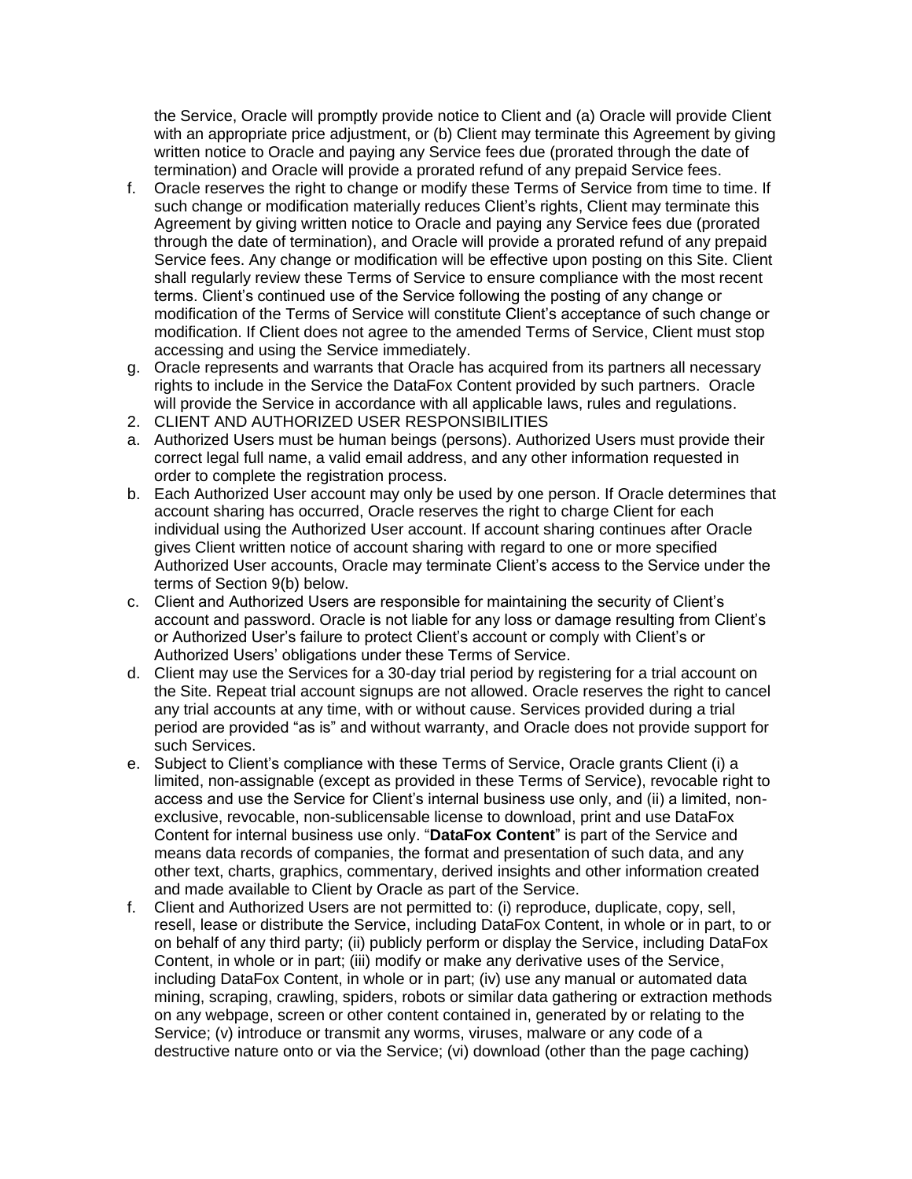the Service, Oracle will promptly provide notice to Client and (a) Oracle will provide Client with an appropriate price adjustment, or (b) Client may terminate this Agreement by giving written notice to Oracle and paying any Service fees due (prorated through the date of termination) and Oracle will provide a prorated refund of any prepaid Service fees.

f. Oracle reserves the right to change or modify these Terms of Service from time to time. If such change or modification materially reduces Client's rights, Client may terminate this Agreement by giving written notice to Oracle and paying any Service fees due (prorated through the date of termination), and Oracle will provide a prorated refund of any prepaid Service fees. Any change or modification will be effective upon posting on this Site. Client shall regularly review these Terms of Service to ensure compliance with the most recent terms. Client's continued use of the Service following the posting of any change or modification of the Terms of Service will constitute Client's acceptance of such change or modification. If Client does not agree to the amended Terms of Service, Client must stop accessing and using the Service immediately.

g. Oracle represents and warrants that Oracle has acquired from its partners all necessary rights to include in the Service the DataFox Content provided by such partners. Oracle will provide the Service in accordance with all applicable laws, rules and regulations.

2. CLIENT AND AUTHORIZED USER RESPONSIBILITIES

a. Authorized Users must be human beings (persons). Authorized Users must provide their correct legal full name, a valid email address, and any other information requested in order to complete the registration process.

b. Each Authorized User account may only be used by one person. If Oracle determines that account sharing has occurred, Oracle reserves the right to charge Client for each individual using the Authorized User account. If account sharing continues after Oracle gives Client written notice of account sharing with regard to one or more specified Authorized User accounts, Oracle may terminate Client's access to the Service under the terms of Section 9(b) below.

c. Client and Authorized Users are responsible for maintaining the security of Client's account and password. Oracle is not liable for any loss or damage resulting from Client's or Authorized User's failure to protect Client's account or comply with Client's or Authorized Users' obligations under these Terms of Service.

d. Client may use the Services for a 30-day trial period by registering for a trial account on the Site. Repeat trial account signups are not allowed. Oracle reserves the right to cancel any trial accounts at any time, with or without cause. Services provided during a trial period are provided "as is" and without warranty, and Oracle does not provide support for such Services.

e. Subject to Client's compliance with these Terms of Service, Oracle grants Client (i) a limited, non-assignable (except as provided in these Terms of Service), revocable right to access and use the Service for Client's internal business use only, and (ii) a limited, non-exclusive, revocable, non-sublicensable license to download, print and use DataFox Content for internal business use only. "**DataFox Content**" is part of the Service and means data records of companies, the format and presentation of such data, and any other text, charts, graphics, commentary, derived insights and other information created and made available to Client by Oracle as part of the Service.

f. Client and Authorized Users are not permitted to: (i) reproduce, duplicate, copy, sell, resell, lease or distribute the Service, including DataFox Content, in whole or in part, to or on behalf of any third party; (ii) publicly perform or display the Service, including DataFox Content, in whole or in part; (iii) modify or make any derivative uses of the Service, including DataFox Content, in whole or in part; (iv) use any manual or automated data mining, scraping, crawling, spiders, robots or similar data gathering or extraction methods on any webpage, screen or other content contained in, generated by or relating to the Service; (v) introduce or transmit any worms, viruses, malware or any code of a destructive nature onto or via the Service; (vi) download (other than the page caching)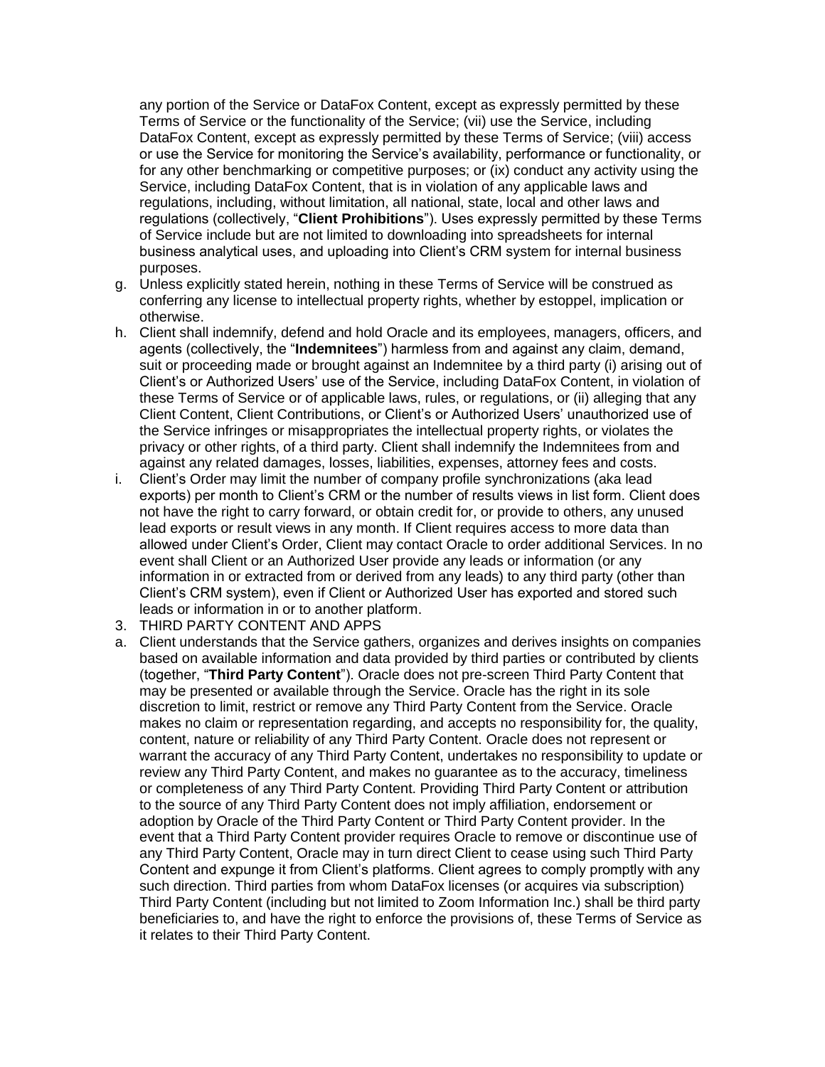any portion of the Service or DataFox Content, except as expressly permitted by these Terms of Service or the functionality of the Service; (vii) use the Service, including DataFox Content, except as expressly permitted by these Terms of Service; (viii) access or use the Service for monitoring the Service's availability, performance or functionality, or for any other benchmarking or competitive purposes; or (ix) conduct any activity using the Service, including DataFox Content, that is in violation of any applicable laws and regulations, including, without limitation, all national, state, local and other laws and regulations (collectively, "**Client Prohibitions**"). Uses expressly permitted by these Terms of Service include but are not limited to downloading into spreadsheets for internal business analytical uses, and uploading into Client's CRM system for internal business purposes.

g. Unless explicitly stated herein, nothing in these Terms of Service will be construed as conferring any license to intellectual property rights, whether by estoppel, implication or otherwise.

h. Client shall indemnify, defend and hold Oracle and its employees, managers, officers, and agents (collectively, the "**Indemnitees**") harmless from and against any claim, demand, suit or proceeding made or brought against an Indemnitee by a third party (i) arising out of Client's or Authorized Users' use of the Service, including DataFox Content, in violation of these Terms of Service or of applicable laws, rules, or regulations, or (ii) alleging that any Client Content, Client Contributions, or Client's or Authorized Users' unauthorized use of the Service infringes or misappropriates the intellectual property rights, or violates the privacy or other rights, of a third party. Client shall indemnify the Indemnitees from and against any related damages, losses, liabilities, expenses, attorney fees and costs.

i. Client's Order may limit the number of company profile synchronizations (aka lead exports) per month to Client's CRM or the number of results views in list form. Client does not have the right to carry forward, or obtain credit for, or provide to others, any unused lead exports or result views in any month. If Client requires access to more data than allowed under Client's Order, Client may contact Oracle to order additional Services. In no event shall Client or an Authorized User provide any leads or information (or any information in or extracted from or derived from any leads) to any third party (other than Client's CRM system), even if Client or Authorized User has exported and stored such leads or information in or to another platform.

3. THIRD PARTY CONTENT AND APPS

a. Client understands that the Service gathers, organizes and derives insights on companies based on available information and data provided by third parties or contributed by clients (together, "**Third Party Content**"). Oracle does not pre-screen Third Party Content that may be presented or available through the Service. Oracle has the right in its sole discretion to limit, restrict or remove any Third Party Content from the Service. Oracle makes no claim or representation regarding, and accepts no responsibility for, the quality, content, nature or reliability of any Third Party Content. Oracle does not represent or warrant the accuracy of any Third Party Content, undertakes no responsibility to update or review any Third Party Content, and makes no guarantee as to the accuracy, timeliness or completeness of any Third Party Content. Providing Third Party Content or attribution to the source of any Third Party Content does not imply affiliation, endorsement or adoption by Oracle of the Third Party Content or Third Party Content provider. In the event that a Third Party Content provider requires Oracle to remove or discontinue use of any Third Party Content, Oracle may in turn direct Client to cease using such Third Party Content and expunge it from Client's platforms. Client agrees to comply promptly with any such direction. Third parties from whom DataFox licenses (or acquires via subscription) Third Party Content (including but not limited to Zoom Information Inc.) shall be third party beneficiaries to, and have the right to enforce the provisions of, these Terms of Service as it relates to their Third Party Content.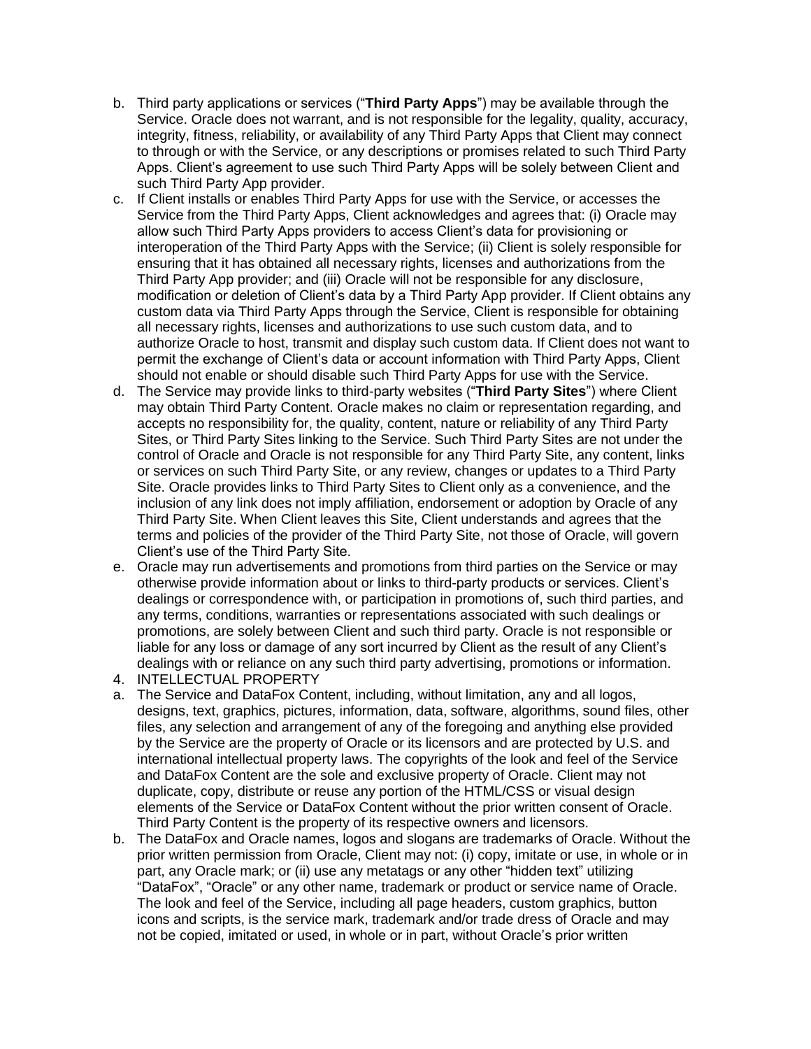b. Third party applications or services ("**Third Party Apps**") may be available through the Service. Oracle does not warrant, and is not responsible for the legality, quality, accuracy, integrity, fitness, reliability, or availability of any Third Party Apps that Client may connect to through or with the Service, or any descriptions or promises related to such Third Party Apps. Client's agreement to use such Third Party Apps will be solely between Client and such Third Party App provider.

c. If Client installs or enables Third Party Apps for use with the Service, or accesses the Service from the Third Party Apps, Client acknowledges and agrees that: (i) Oracle may allow such Third Party Apps providers to access Client's data for provisioning or interoperation of the Third Party Apps with the Service; (ii) Client is solely responsible for ensuring that it has obtained all necessary rights, licenses and authorizations from the Third Party App provider; and (iii) Oracle will not be responsible for any disclosure, modification or deletion of Client's data by a Third Party App provider. If Client obtains any custom data via Third Party Apps through the Service, Client is responsible for obtaining all necessary rights, licenses and authorizations to use such custom data, and to authorize Oracle to host, transmit and display such custom data. If Client does not want to permit the exchange of Client's data or account information with Third Party Apps, Client should not enable or should disable such Third Party Apps for use with the Service.

d. The Service may provide links to third-party websites ("**Third Party Sites**") where Client may obtain Third Party Content. Oracle makes no claim or representation regarding, and accepts no responsibility for, the quality, content, nature or reliability of any Third Party Sites, or Third Party Sites linking to the Service. Such Third Party Sites are not under the control of Oracle and Oracle is not responsible for any Third Party Site, any content, links or services on such Third Party Site, or any review, changes or updates to a Third Party Site. Oracle provides links to Third Party Sites to Client only as a convenience, and the inclusion of any link does not imply affiliation, endorsement or adoption by Oracle of any Third Party Site. When Client leaves this Site, Client understands and agrees that the terms and policies of the provider of the Third Party Site, not those of Oracle, will govern Client's use of the Third Party Site.

e. Oracle may run advertisements and promotions from third parties on the Service or may otherwise provide information about or links to third-party products or services. Client's dealings or correspondence with, or participation in promotions of, such third parties, and any terms, conditions, warranties or representations associated with such dealings or promotions, are solely between Client and such third party. Oracle is not responsible or liable for any loss or damage of any sort incurred by Client as the result of any Client's dealings with or reliance on any such third party advertising, promotions or information.

4. INTELLECTUAL PROPERTY

a. The Service and DataFox Content, including, without limitation, any and all logos, designs, text, graphics, pictures, information, data, software, algorithms, sound files, other files, any selection and arrangement of any of the foregoing and anything else provided by the Service are the property of Oracle or its licensors and are protected by U.S. and international intellectual property laws. The copyrights of the look and feel of the Service and DataFox Content are the sole and exclusive property of Oracle. Client may not duplicate, copy, distribute or reuse any portion of the HTML/CSS or visual design elements of the Service or DataFox Content without the prior written consent of Oracle. Third Party Content is the property of its respective owners and licensors.

b. The DataFox and Oracle names, logos and slogans are trademarks of Oracle. Without the prior written permission from Oracle, Client may not: (i) copy, imitate or use, in whole or in part, any Oracle mark; or (ii) use any metatags or any other "hidden text" utilizing "DataFox", "Oracle" or any other name, trademark or product or service name of Oracle. The look and feel of the Service, including all page headers, custom graphics, button icons and scripts, is the service mark, trademark and/or trade dress of Oracle and may not be copied, imitated or used, in whole or in part, without Oracle's prior written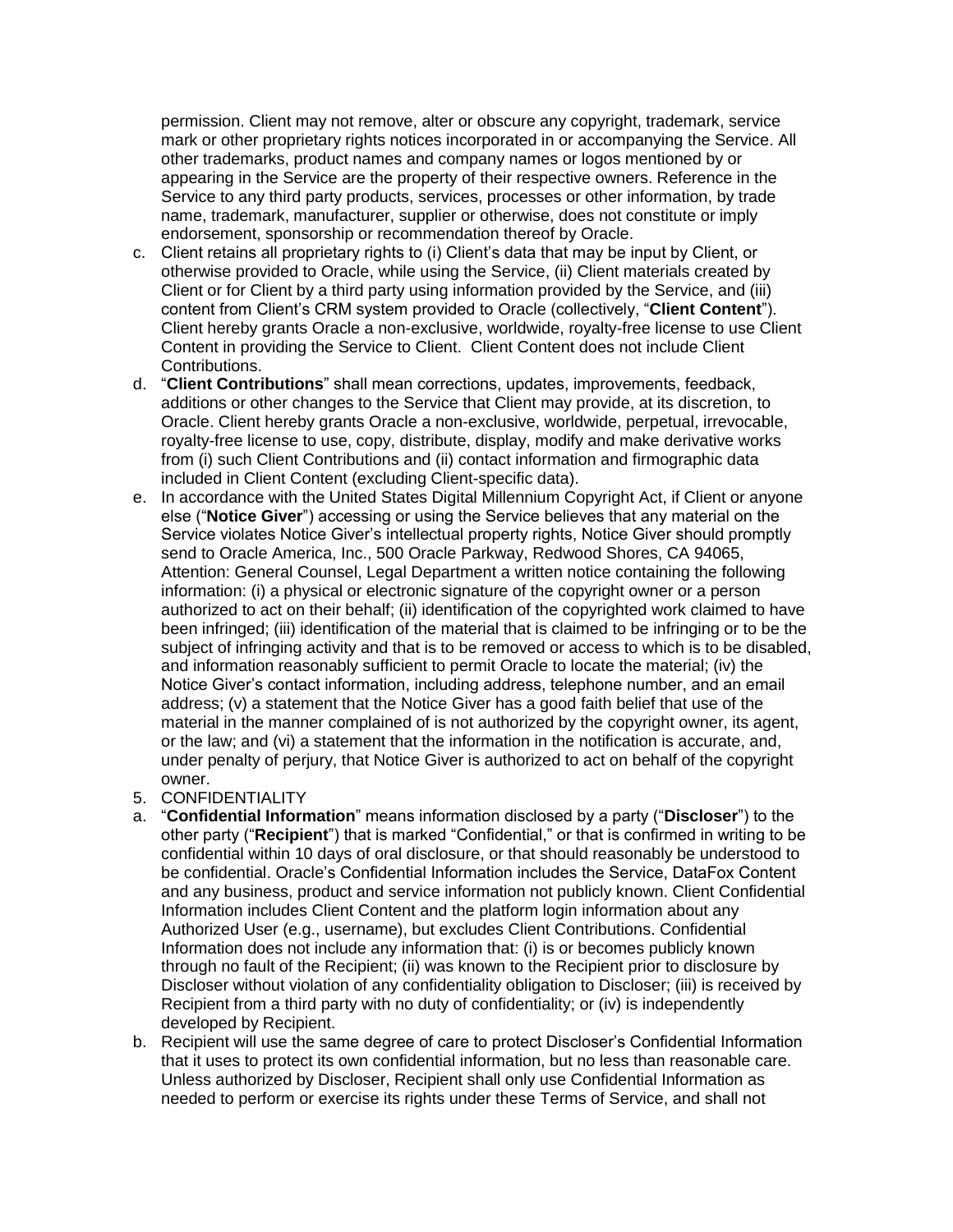permission. Client may not remove, alter or obscure any copyright, trademark, service mark or other proprietary rights notices incorporated in or accompanying the Service. All other trademarks, product names and company names or logos mentioned by or appearing in the Service are the property of their respective owners. Reference in the Service to any third party products, services, processes or other information, by trade name, trademark, manufacturer, supplier or otherwise, does not constitute or imply endorsement, sponsorship or recommendation thereof by Oracle.

c. Client retains all proprietary rights to (i) Client's data that may be input by Client, or otherwise provided to Oracle, while using the Service, (ii) Client materials created by Client or for Client by a third party using information provided by the Service, and (iii) content from Client's CRM system provided to Oracle (collectively, "**Client Content**"). Client hereby grants Oracle a non-exclusive, worldwide, royalty-free license to use Client Content in providing the Service to Client. Client Content does not include Client Contributions.

d. "**Client Contributions**" shall mean corrections, updates, improvements, feedback, additions or other changes to the Service that Client may provide, at its discretion, to Oracle. Client hereby grants Oracle a non-exclusive, worldwide, perpetual, irrevocable, royalty-free license to use, copy, distribute, display, modify and make derivative works from (i) such Client Contributions and (ii) contact information and firmographic data included in Client Content (excluding Client-specific data).

e. In accordance with the United States Digital Millennium Copyright Act, if Client or anyone else ("**Notice Giver**") accessing or using the Service believes that any material on the Service violates Notice Giver's intellectual property rights, Notice Giver should promptly send to Oracle America, Inc., 500 Oracle Parkway, Redwood Shores, CA 94065, Attention: General Counsel, Legal Department a written notice containing the following information: (i) a physical or electronic signature of the copyright owner or a person authorized to act on their behalf; (ii) identification of the copyrighted work claimed to have been infringed; (iii) identification of the material that is claimed to be infringing or to be the subject of infringing activity and that is to be removed or access to which is to be disabled, and information reasonably sufficient to permit Oracle to locate the material; (iv) the Notice Giver's contact information, including address, telephone number, and an email address; (v) a statement that the Notice Giver has a good faith belief that use of the material in the manner complained of is not authorized by the copyright owner, its agent, or the law; and (vi) a statement that the information in the notification is accurate, and, under penalty of perjury, that Notice Giver is authorized to act on behalf of the copyright owner.

5. CONFIDENTIALITY

a. "**Confidential Information**" means information disclosed by a party ("**Discloser**") to the other party ("**Recipient**") that is marked "Confidential," or that is confirmed in writing to be confidential within 10 days of oral disclosure, or that should reasonably be understood to be confidential. Oracle's Confidential Information includes the Service, DataFox Content and any business, product and service information not publicly known. Client Confidential Information includes Client Content and the platform login information about any Authorized User (e.g., username), but excludes Client Contributions. Confidential Information does not include any information that: (i) is or becomes publicly known through no fault of the Recipient; (ii) was known to the Recipient prior to disclosure by Discloser without violation of any confidentiality obligation to Discloser; (iii) is received by Recipient from a third party with no duty of confidentiality; or (iv) is independently developed by Recipient.

b. Recipient will use the same degree of care to protect Discloser's Confidential Information that it uses to protect its own confidential information, but no less than reasonable care. Unless authorized by Discloser, Recipient shall only use Confidential Information as needed to perform or exercise its rights under these Terms of Service, and shall not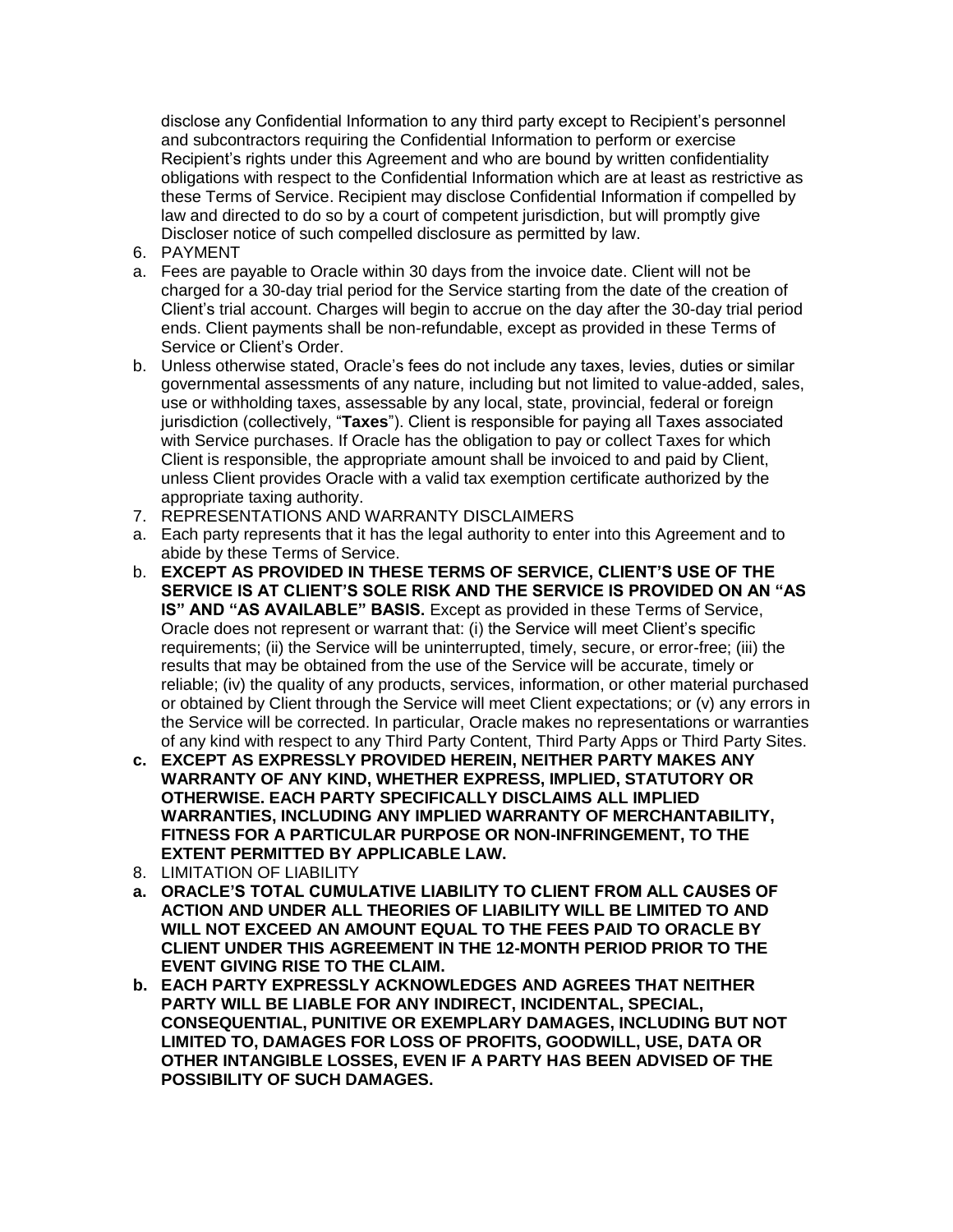disclose any Confidential Information to any third party except to Recipient's personnel and subcontractors requiring the Confidential Information to perform or exercise Recipient's rights under this Agreement and who are bound by written confidentiality obligations with respect to the Confidential Information which are at least as restrictive as these Terms of Service. Recipient may disclose Confidential Information if compelled by law and directed to do so by a court of competent jurisdiction, but will promptly give Discloser notice of such compelled disclosure as permitted by law.

6. PAYMENT

a. Fees are payable to Oracle within 30 days from the invoice date. Client will not be charged for a 30-day trial period for the Service starting from the date of the creation of Client's trial account. Charges will begin to accrue on the day after the 30-day trial period ends. Client payments shall be non-refundable, except as provided in these Terms of Service or Client's Order.

b. Unless otherwise stated, Oracle's fees do not include any taxes, levies, duties or similar governmental assessments of any nature, including but not limited to value-added, sales, use or withholding taxes, assessable by any local, state, provincial, federal or foreign jurisdiction (collectively, "**Taxes**"). Client is responsible for paying all Taxes associated with Service purchases. If Oracle has the obligation to pay or collect Taxes for which Client is responsible, the appropriate amount shall be invoiced to and paid by Client, unless Client provides Oracle with a valid tax exemption certificate authorized by the appropriate taxing authority.

7. REPRESENTATIONS AND WARRANTY DISCLAIMERS

a. Each party represents that it has the legal authority to enter into this Agreement and to abide by these Terms of Service.

b. **EXCEPT AS PROVIDED IN THESE TERMS OF SERVICE, CLIENT'S USE OF THE SERVICE IS AT CLIENT'S SOLE RISK AND THE SERVICE IS PROVIDED ON AN "AS IS" AND "AS AVAILABLE" BASIS.** Except as provided in these Terms of Service, Oracle does not represent or warrant that: (i) the Service will meet Client's specific requirements; (ii) the Service will be uninterrupted, timely, secure, or error-free; (iii) the results that may be obtained from the use of the Service will be accurate, timely or reliable; (iv) the quality of any products, services, information, or other material purchased or obtained by Client through the Service will meet Client expectations; or (v) any errors in the Service will be corrected. In particular, Oracle makes no representations or warranties of any kind with respect to any Third Party Content, Third Party Apps or Third Party Sites.

**c. EXCEPT AS EXPRESSLY PROVIDED HEREIN, NEITHER PARTY MAKES ANY WARRANTY OF ANY KIND, WHETHER EXPRESS, IMPLIED, STATUTORY OR OTHERWISE. EACH PARTY SPECIFICALLY DISCLAIMS ALL IMPLIED WARRANTIES, INCLUDING ANY IMPLIED WARRANTY OF MERCHANTABILITY, FITNESS FOR A PARTICULAR PURPOSE OR NON-INFRINGEMENT, TO THE EXTENT PERMITTED BY APPLICABLE LAW.**

8. LIMITATION OF LIABILITY

**a. ORACLE'S TOTAL CUMULATIVE LIABILITY TO CLIENT FROM ALL CAUSES OF ACTION AND UNDER ALL THEORIES OF LIABILITY WILL BE LIMITED TO AND WILL NOT EXCEED AN AMOUNT EQUAL TO THE FEES PAID TO ORACLE BY CLIENT UNDER THIS AGREEMENT IN THE 12-MONTH PERIOD PRIOR TO THE EVENT GIVING RISE TO THE CLAIM.**

**b. EACH PARTY EXPRESSLY ACKNOWLEDGES AND AGREES THAT NEITHER PARTY WILL BE LIABLE FOR ANY INDIRECT, INCIDENTAL, SPECIAL, CONSEQUENTIAL, PUNITIVE OR EXEMPLARY DAMAGES, INCLUDING BUT NOT LIMITED TO, DAMAGES FOR LOSS OF PROFITS, GOODWILL, USE, DATA OR OTHER INTANGIBLE LOSSES, EVEN IF A PARTY HAS BEEN ADVISED OF THE POSSIBILITY OF SUCH DAMAGES.**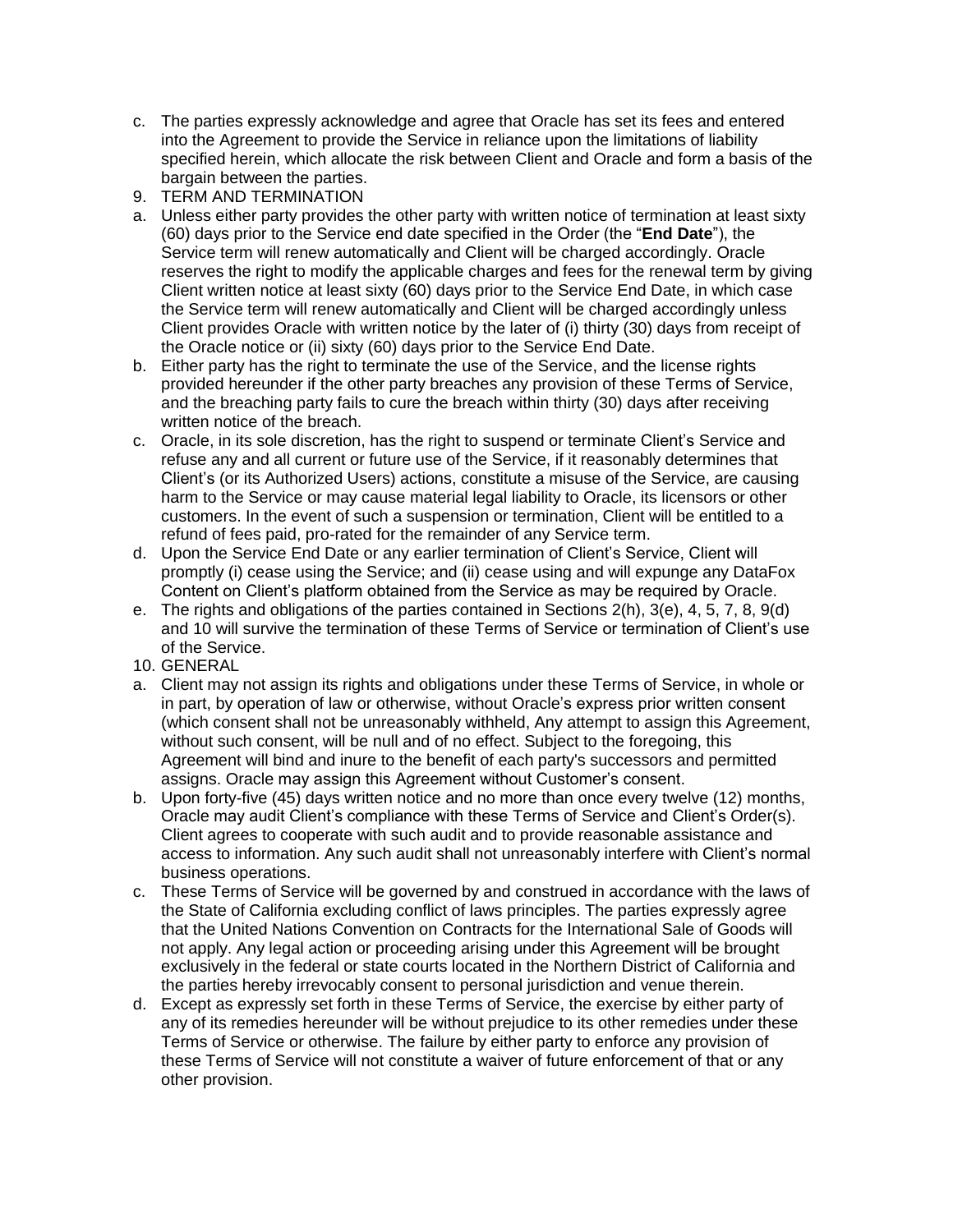c. The parties expressly acknowledge and agree that Oracle has set its fees and entered into the Agreement to provide the Service in reliance upon the limitations of liability specified herein, which allocate the risk between Client and Oracle and form a basis of the bargain between the parties.

9. TERM AND TERMINATION

a. Unless either party provides the other party with written notice of termination at least sixty (60) days prior to the Service end date specified in the Order (the "**End Date**"), the Service term will renew automatically and Client will be charged accordingly. Oracle reserves the right to modify the applicable charges and fees for the renewal term by giving Client written notice at least sixty (60) days prior to the Service End Date, in which case the Service term will renew automatically and Client will be charged accordingly unless Client provides Oracle with written notice by the later of (i) thirty (30) days from receipt of the Oracle notice or (ii) sixty (60) days prior to the Service End Date.

b. Either party has the right to terminate the use of the Service, and the license rights provided hereunder if the other party breaches any provision of these Terms of Service, and the breaching party fails to cure the breach within thirty (30) days after receiving written notice of the breach.

c. Oracle, in its sole discretion, has the right to suspend or terminate Client's Service and refuse any and all current or future use of the Service, if it reasonably determines that Client's (or its Authorized Users) actions, constitute a misuse of the Service, are causing harm to the Service or may cause material legal liability to Oracle, its licensors or other customers. In the event of such a suspension or termination, Client will be entitled to a refund of fees paid, pro-rated for the remainder of any Service term.

d. Upon the Service End Date or any earlier termination of Client's Service, Client will promptly (i) cease using the Service; and (ii) cease using and will expunge any DataFox Content on Client's platform obtained from the Service as may be required by Oracle.

e. The rights and obligations of the parties contained in Sections 2(h), 3(e), 4, 5, 7, 8, 9(d) and 10 will survive the termination of these Terms of Service or termination of Client's use of the Service.

10. GENERAL

a. Client may not assign its rights and obligations under these Terms of Service, in whole or in part, by operation of law or otherwise, without Oracle's express prior written consent (which consent shall not be unreasonably withheld, Any attempt to assign this Agreement, without such consent, will be null and of no effect. Subject to the foregoing, this Agreement will bind and inure to the benefit of each party's successors and permitted assigns. Oracle may assign this Agreement without Customer's consent.

b. Upon forty-five (45) days written notice and no more than once every twelve (12) months, Oracle may audit Client's compliance with these Terms of Service and Client's Order(s). Client agrees to cooperate with such audit and to provide reasonable assistance and access to information. Any such audit shall not unreasonably interfere with Client's normal business operations.

c. These Terms of Service will be governed by and construed in accordance with the laws of the State of California excluding conflict of laws principles. The parties expressly agree that the United Nations Convention on Contracts for the International Sale of Goods will not apply. Any legal action or proceeding arising under this Agreement will be brought exclusively in the federal or state courts located in the Northern District of California and the parties hereby irrevocably consent to personal jurisdiction and venue therein.

d. Except as expressly set forth in these Terms of Service, the exercise by either party of any of its remedies hereunder will be without prejudice to its other remedies under these Terms of Service or otherwise. The failure by either party to enforce any provision of these Terms of Service will not constitute a waiver of future enforcement of that or any other provision.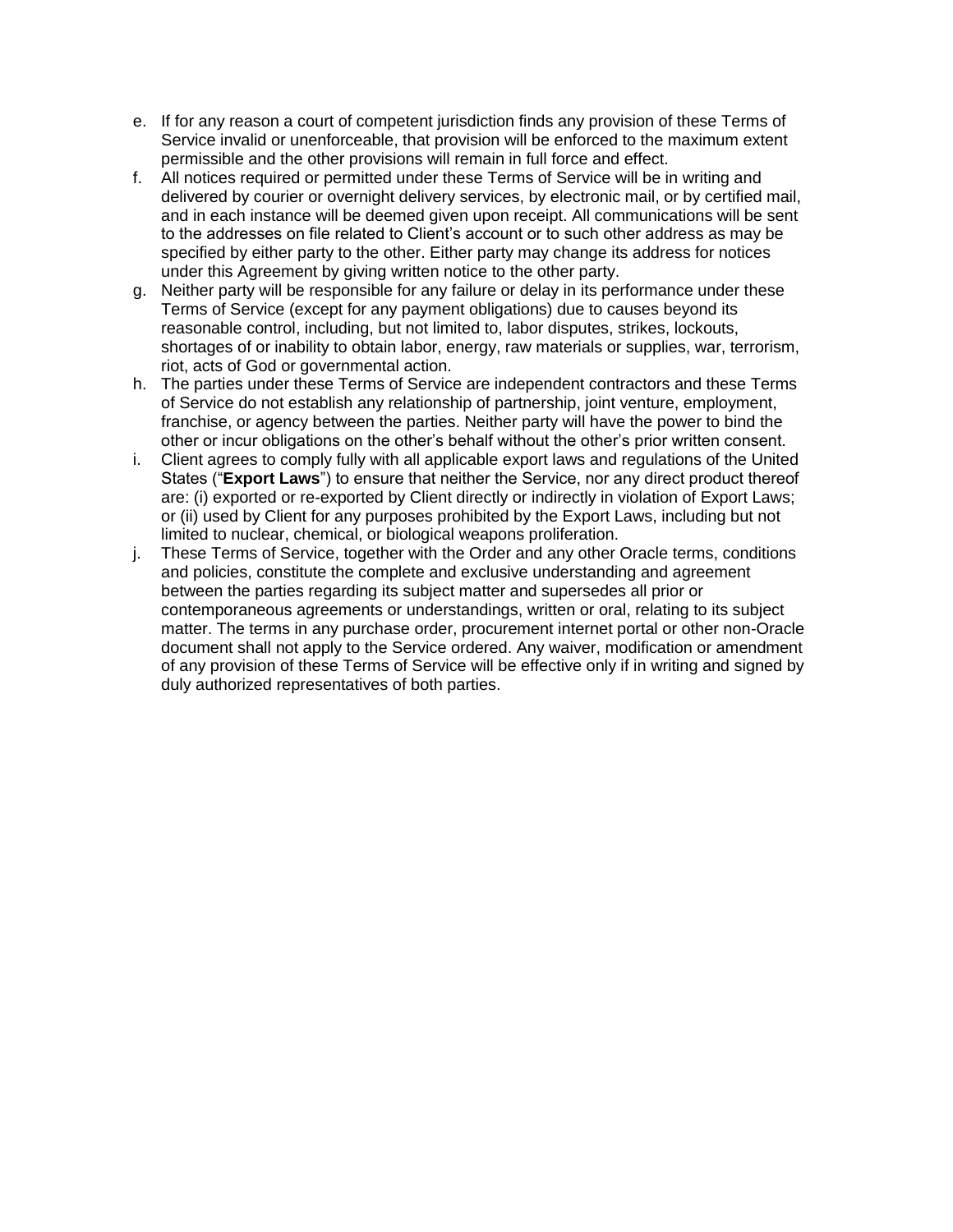e. If for any reason a court of competent jurisdiction finds any provision of these Terms of Service invalid or unenforceable, that provision will be enforced to the maximum extent permissible and the other provisions will remain in full force and effect.
f. All notices required or permitted under these Terms of Service will be in writing and delivered by courier or overnight delivery services, by electronic mail, or by certified mail, and in each instance will be deemed given upon receipt. All communications will be sent to the addresses on file related to Client's account or to such other address as may be specified by either party to the other. Either party may change its address for notices under this Agreement by giving written notice to the other party.
g. Neither party will be responsible for any failure or delay in its performance under these Terms of Service (except for any payment obligations) due to causes beyond its reasonable control, including, but not limited to, labor disputes, strikes, lockouts, shortages of or inability to obtain labor, energy, raw materials or supplies, war, terrorism, riot, acts of God or governmental action.
h. The parties under these Terms of Service are independent contractors and these Terms of Service do not establish any relationship of partnership, joint venture, employment, franchise, or agency between the parties. Neither party will have the power to bind the other or incur obligations on the other's behalf without the other's prior written consent.
i. Client agrees to comply fully with all applicable export laws and regulations of the United States ("**Export Laws**") to ensure that neither the Service, nor any direct product thereof are: (i) exported or re-exported by Client directly or indirectly in violation of Export Laws; or (ii) used by Client for any purposes prohibited by the Export Laws, including but not limited to nuclear, chemical, or biological weapons proliferation.
j. These Terms of Service, together with the Order and any other Oracle terms, conditions and policies, constitute the complete and exclusive understanding and agreement between the parties regarding its subject matter and supersedes all prior or contemporaneous agreements or understandings, written or oral, relating to its subject matter. The terms in any purchase order, procurement internet portal or other non-Oracle document shall not apply to the Service ordered. Any waiver, modification or amendment of any provision of these Terms of Service will be effective only if in writing and signed by duly authorized representatives of both parties.